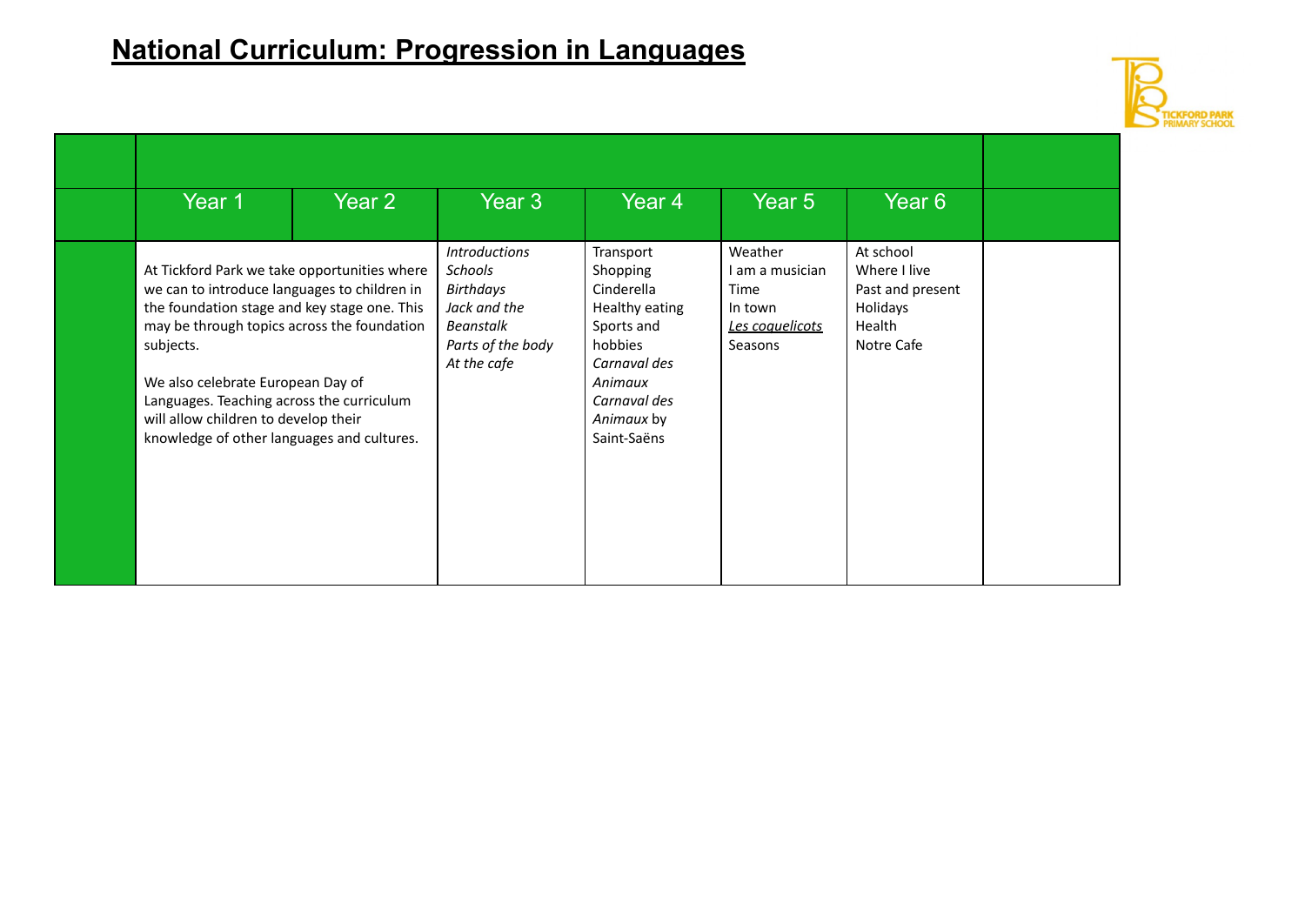# **National Curriculum: Progression in Languages**

|  | Year 1 | Year 2 | Year 3 | Year 4 | Year 5 | Year 6 |  |
|---|---|---|---|---|---|---|---|
|  | At Tickford Park we take opportunities where we can to introduce languages to children in the foundation stage and key stage one. This may be through topics across the foundation subjects.<br><br>We also celebrate European Day of Languages. Teaching across the curriculum will allow children to develop their knowledge of other languages and cultures. |  | *Introductions*<br>*Schools*<br>*Birthdays*<br>*Jack and the Beanstalk*<br>*Parts of the body*<br>*At the cafe* | Transport<br>Shopping<br>Cinderella<br>Healthy eating<br>Sports and hobbies<br>*Carnaval des Animaux*<br>*Carnaval des Animaux* by Saint-Saëns | Weather<br>I am a musician<br>Time<br>In town<br>*Les coquelicots*<br>Seasons | At school<br>Where I live<br>Past and present<br>Holidays<br>Health<br>Notre Cafe |  |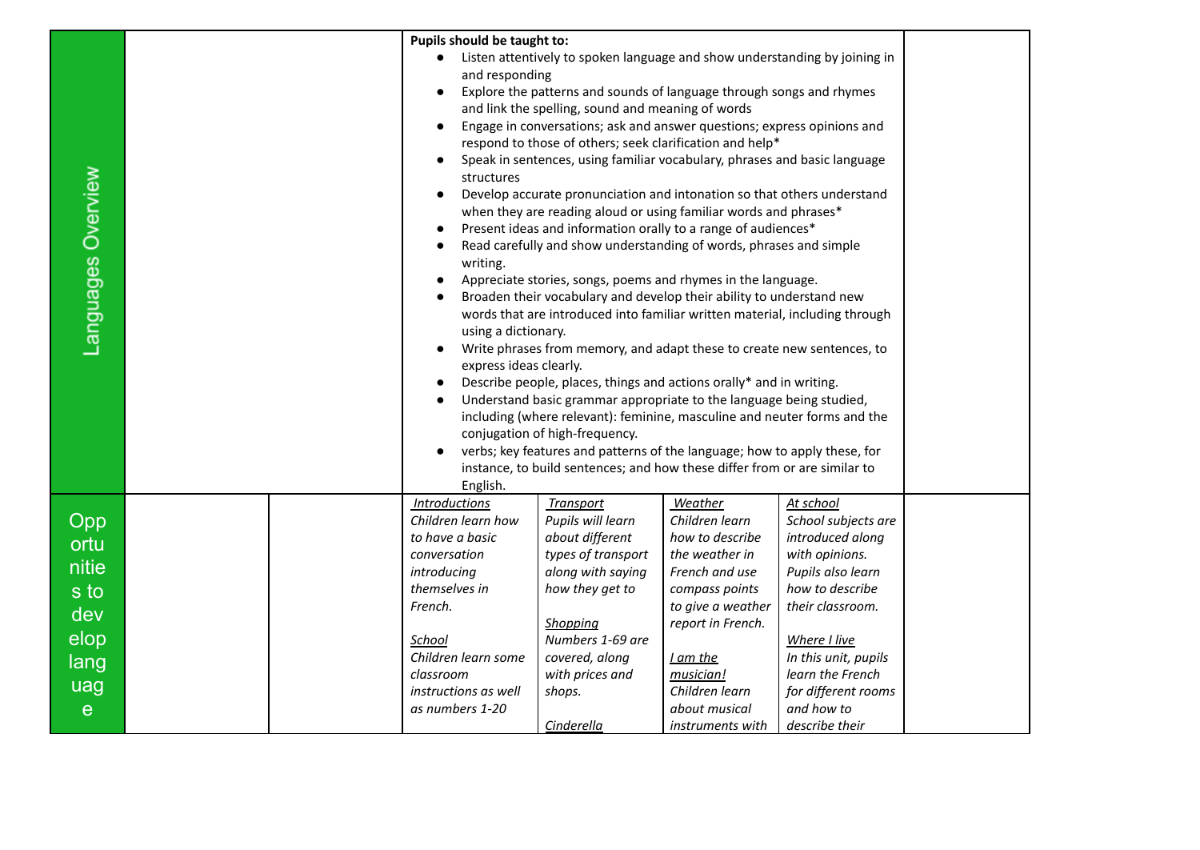| Languages Overview | | | **Pupils should be taught to:**<br>● Listen attentively to spoken language and show understanding by joining in and responding<br>● Explore the patterns and sounds of language through songs and rhymes and link the spelling, sound and meaning of words<br>● Engage in conversations; ask and answer questions; express opinions and respond to those of others; seek clarification and help*<br>● Speak in sentences, using familiar vocabulary, phrases and basic language structures<br>● Develop accurate pronunciation and intonation so that others understand when they are reading aloud or using familiar words and phrases*<br>● Present ideas and information orally to a range of audiences*<br>● Read carefully and show understanding of words, phrases and simple writing.<br>● Appreciate stories, songs, poems and rhymes in the language.<br>● Broaden their vocabulary and develop their ability to understand new words that are introduced into familiar written material, including through using a dictionary.<br>● Write phrases from memory, and adapt these to create new sentences, to express ideas clearly.<br>● Describe people, places, things and actions orally* and in writing.<br>● Understand basic grammar appropriate to the language being studied, including (where relevant): feminine, masculine and neuter forms and the conjugation of high-frequency.<br>● verbs; key features and patterns of the language; how to apply these, for instance, to build sentences; and how these differ from or are similar to English. | | | | |
|---|---|---|---|---|---|---|---|
| Opportunities to develop language | | | *<u>Introductions</u>*<br>*Children learn how to have a basic conversation introducing themselves in French.*<br><br>*<u>School</u>*<br>*Children learn some classroom instructions as well as numbers 1-20* | *<u>Transport</u>*<br>*Pupils will learn about different types of transport along with saying how they get to*<br><br>*<u>Shopping</u>*<br>*Numbers 1-69 are covered, along with prices and shops.*<br><br>*<u>Cinderella</u>* | *<u>Weather</u>*<br>*Children learn how to describe the weather in French and use compass points to give a weather report in French.*<br><br>*<u>I am the musician!</u>*<br>*Children learn about musical instruments with* | *<u>At school</u>*<br>*School subjects are introduced along with opinions. Pupils also learn how to describe their classroom.*<br><br>*<u>Where I live</u>*<br>*In this unit, pupils learn the French for different rooms and how to describe their* | |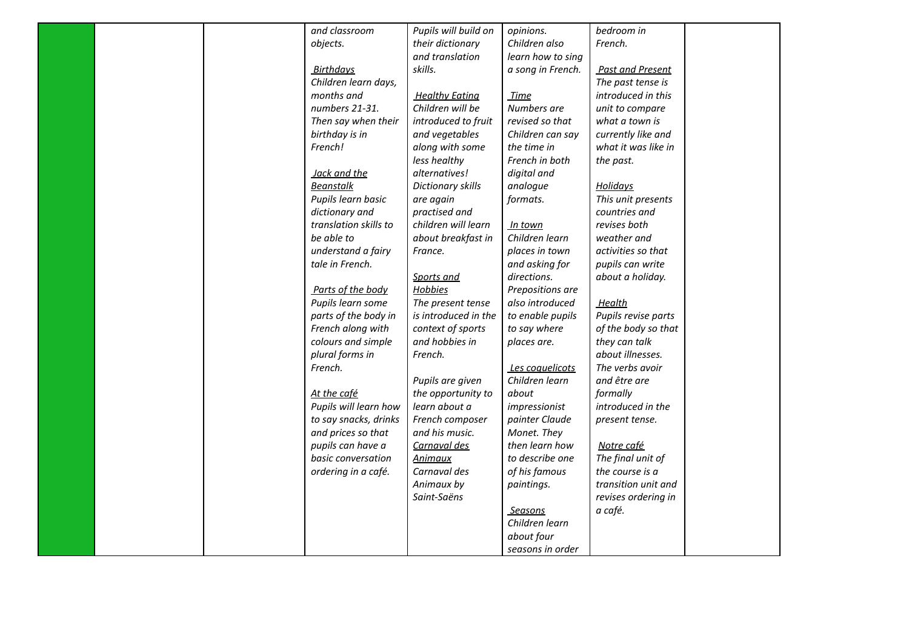| | | | and classroom objects.<br><br>Birthdays<br>Children learn days, months and numbers 21-31. Then say when their birthday is in French!<br><br>Jack and the Beanstalk<br>Pupils learn basic dictionary and translation skills to be able to understand a fairy tale in French.<br><br>Parts of the body<br>Pupils learn some parts of the body in French along with colours and simple plural forms in French.<br><br>At the café<br>Pupils will learn how to say snacks, drinks and prices so that pupils can have a basic conversation ordering in a café. | Pupils will build on their dictionary and translation skills.<br><br>Healthy Eating<br>Children will be introduced to fruit and vegetables along with some less healthy alternatives! Dictionary skills are again practised and children will learn about breakfast in France.<br><br>Sports and Hobbies<br>The present tense is introduced in the context of sports and hobbies in French.<br><br>Pupils are given the opportunity to learn about a French composer and his music.<br>Carnaval des Animaux<br>Carnaval des Animaux by Saint-Saëns | opinions. Children also learn how to sing a song in French.<br><br>Time<br>Numbers are revised so that Children can say the time in French in both digital and analogue formats.<br><br>In town<br>Children learn places in town and asking for directions. Prepositions are also introduced to enable pupils to say where places are.<br><br>Les coquelicots<br>Children learn about impressionist painter Claude Monet. They then learn how to describe one of his famous paintings.<br><br>Seasons<br>Children learn about four seasons in order | bedroom in French.<br><br>Past and Present<br>The past tense is introduced in this unit to compare what a town is currently like and what it was like in the past.<br><br>Holidays<br>This unit presents countries and revises both weather and activities so that pupils can write about a holiday.<br><br>Health<br>Pupils revise parts of the body so that they can talk about illnesses. The verbs avoir and être are formally introduced in the present tense.<br><br>Notre café<br>The final unit of the course is a transition unit and revises ordering in a café. | |
|---|---|---|---|---|---|---|---|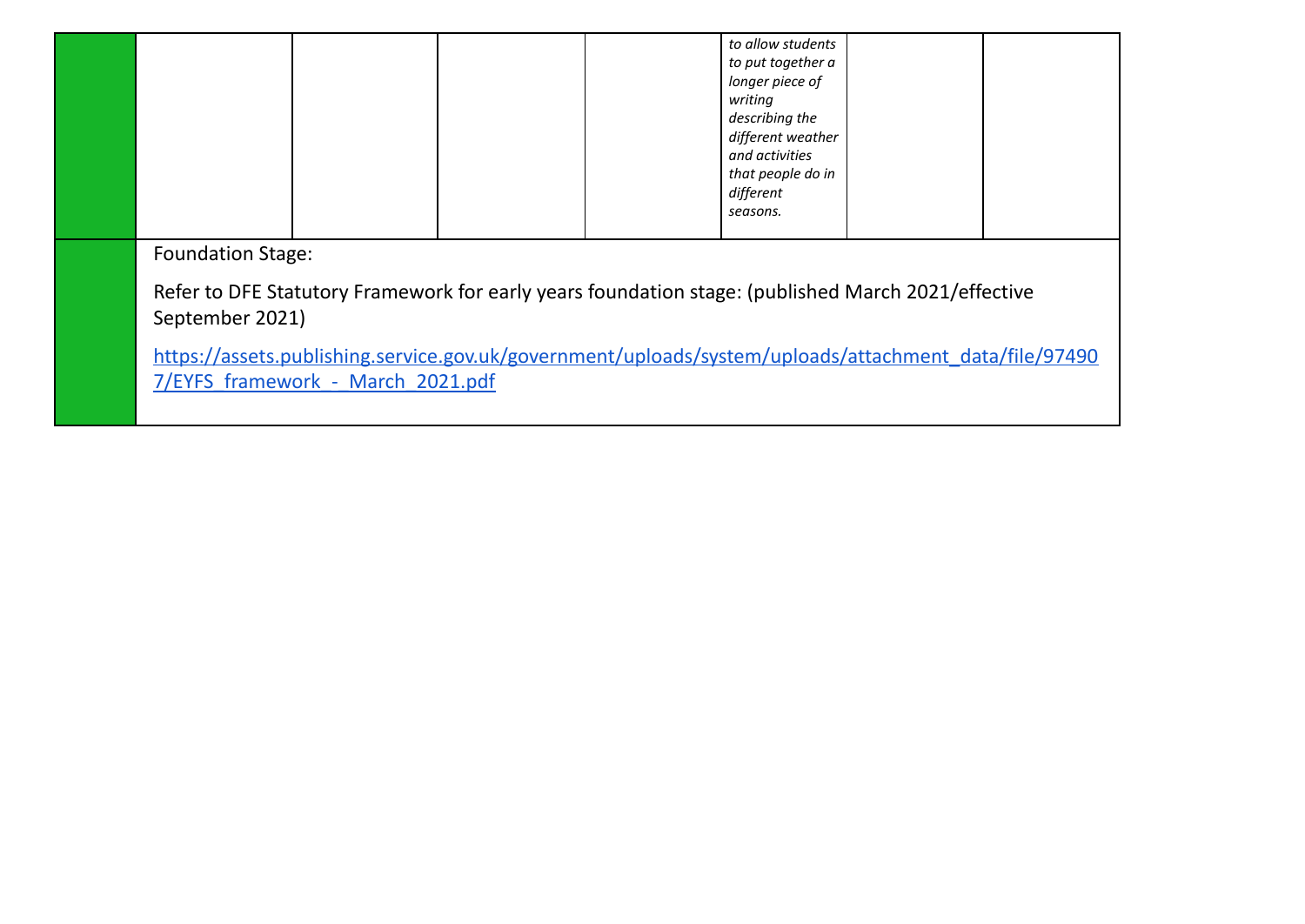| | | | | | | | |
|---|---|---|---|---|---|---|---|
| | | | | | *to allow students to put together a longer piece of writing describing the different weather and activities that people do in different seasons.* | | |

Foundation Stage:

Refer to DFE Statutory Framework for early years foundation stage: (published March 2021/effective September 2021)

https://assets.publishing.service.gov.uk/government/uploads/system/uploads/attachment_data/file/974907/EYFS_framework_-_March_2021.pdf